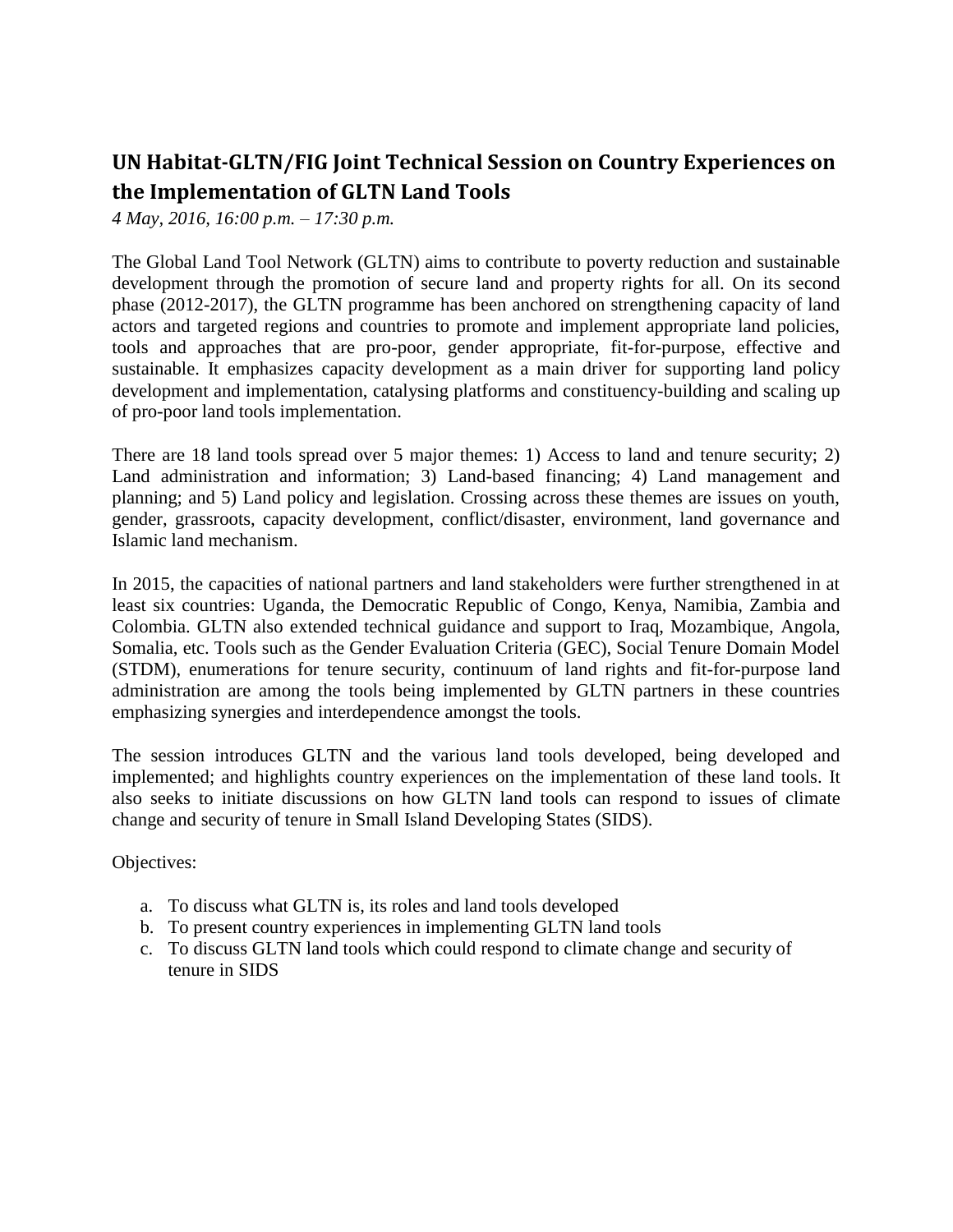# UN Habitat-GLTN/FIG Joint Technical Session on Country Experiences on the Implementation of GLTN Land Tools

*4 May, 2016, 16:00 p.m. – 17:30 p.m.*

The Global Land Tool Network (GLTN) aims to contribute to poverty reduction and sustainable development through the promotion of secure land and property rights for all. On its second phase (2012-2017), the GLTN programme has been anchored on strengthening capacity of land actors and targeted regions and countries to promote and implement appropriate land policies, tools and approaches that are pro-poor, gender appropriate, fit-for-purpose, effective and sustainable. It emphasizes capacity development as a main driver for supporting land policy development and implementation, catalysing platforms and constituency-building and scaling up of pro-poor land tools implementation.

There are 18 land tools spread over 5 major themes: 1) Access to land and tenure security; 2) Land administration and information; 3) Land-based financing; 4) Land management and planning; and 5) Land policy and legislation. Crossing across these themes are issues on youth, gender, grassroots, capacity development, conflict/disaster, environment, land governance and Islamic land mechanism.

In 2015, the capacities of national partners and land stakeholders were further strengthened in at least six countries: Uganda, the Democratic Republic of Congo, Kenya, Namibia, Zambia and Colombia. GLTN also extended technical guidance and support to Iraq, Mozambique, Angola, Somalia, etc. Tools such as the Gender Evaluation Criteria (GEC), Social Tenure Domain Model (STDM), enumerations for tenure security, continuum of land rights and fit-for-purpose land administration are among the tools being implemented by GLTN partners in these countries emphasizing synergies and interdependence amongst the tools.

The session introduces GLTN and the various land tools developed, being developed and implemented; and highlights country experiences on the implementation of these land tools. It also seeks to initiate discussions on how GLTN land tools can respond to issues of climate change and security of tenure in Small Island Developing States (SIDS).

Objectives:

a. To discuss what GLTN is, its roles and land tools developed
b. To present country experiences in implementing GLTN land tools
c. To discuss GLTN land tools which could respond to climate change and security of tenure in SIDS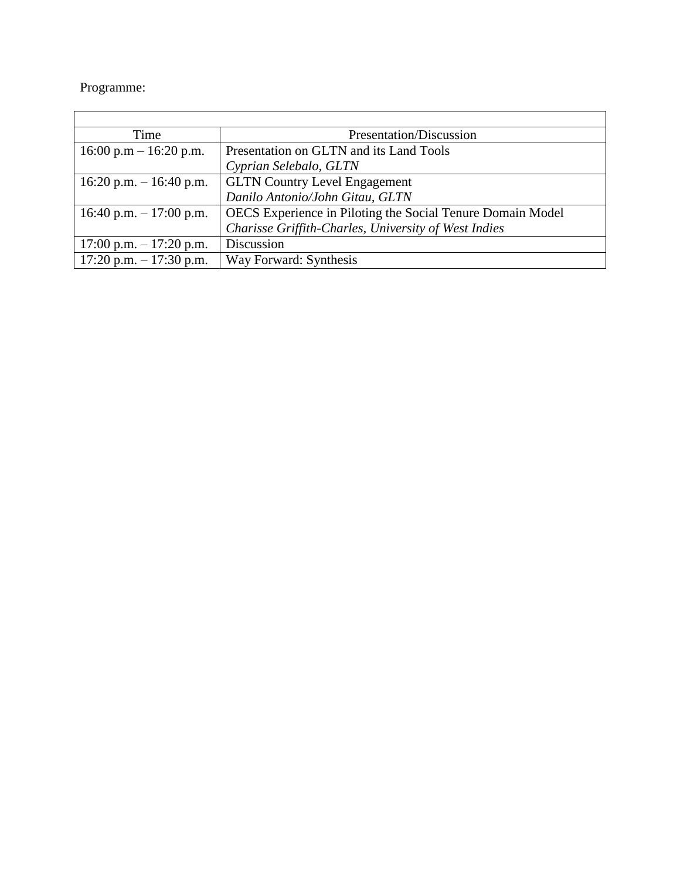Programme:

| Time | Presentation/Discussion |
| --- | --- |
| 16:00 p.m – 16:20 p.m. | Presentation on GLTN and its Land Tools<br>*Cyprian Selebalo, GLTN* |
| 16:20 p.m. – 16:40 p.m. | GLTN Country Level Engagement<br>*Danilo Antonio/John Gitau, GLTN* |
| 16:40 p.m. – 17:00 p.m. | OECS Experience in Piloting the Social Tenure Domain Model<br>*Charisse Griffith-Charles, University of West Indies* |
| 17:00 p.m. – 17:20 p.m. | Discussion |
| 17:20 p.m. – 17:30 p.m. | Way Forward: Synthesis |